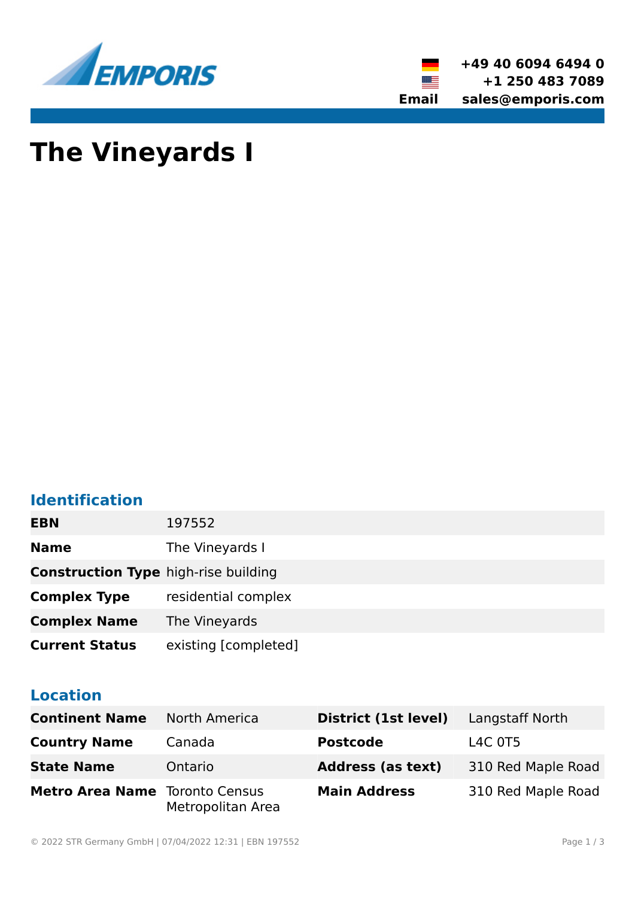+49 40 6094 6494 0
+1 250 483 7089
**Email** sales@emporis.com

# The Vineyards I

## Identification

| | |
|---|---|
| **EBN** | 197552 |
| **Name** | The Vineyards I |
| **Construction Type** | high-rise building |
| **Complex Type** | residential complex |
| **Complex Name** | The Vineyards |
| **Current Status** | existing [completed] |

## Location

| | | | |
|---|---|---|---|
| **Continent Name** | North America | **District (1st level)** | Langstaff North |
| **Country Name** | Canada | **Postcode** | L4C 0T5 |
| **State Name** | Ontario | **Address (as text)** | 310 Red Maple Road |
| **Metro Area Name** | Toronto Census Metropolitan Area | **Main Address** | 310 Red Maple Road |

© 2022 STR Germany GmbH | 07/04/2022 12:31 | EBN 197552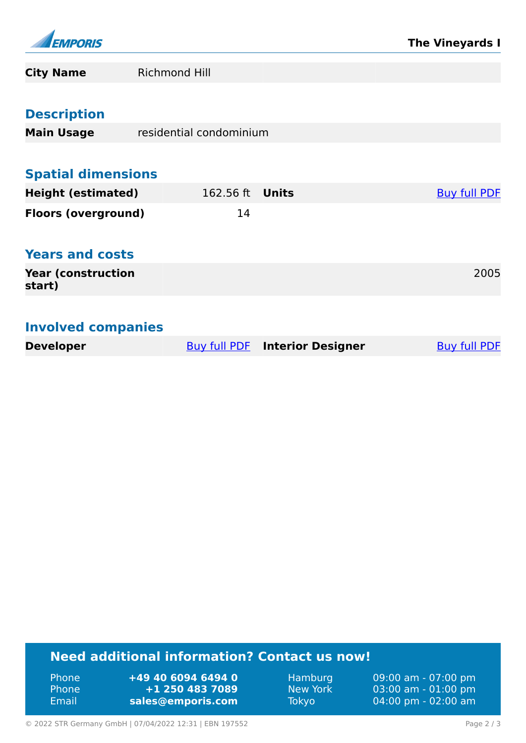| City Name | Richmond Hill | | |
|---|---|---|---|

## Description

| Main Usage | residential condominium |
|---|---|

## Spatial dimensions

| Height (estimated) | 162.56 ft | Units | Buy full PDF |
|---|---|---|---|
| Floors (overground) | 14 | | |

## Years and costs

| Year (construction start) | 2005 |
|---|---|

## Involved companies

| Developer | Buy full PDF | Interior Designer | Buy full PDF |
|---|---|---|---|

## Need additional information? Contact us now!

| | | | |
|---|---|---|---|
| Phone | +49 40 6094 6494 0 | Hamburg | 09:00 am - 07:00 pm |
| Phone | +1 250 483 7089 | New York | 03:00 am - 01:00 pm |
| Email | sales@emporis.com | Tokyo | 04:00 pm - 02:00 am |

© 2022 STR Germany GmbH | 07/04/2022 12:31 | EBN 197552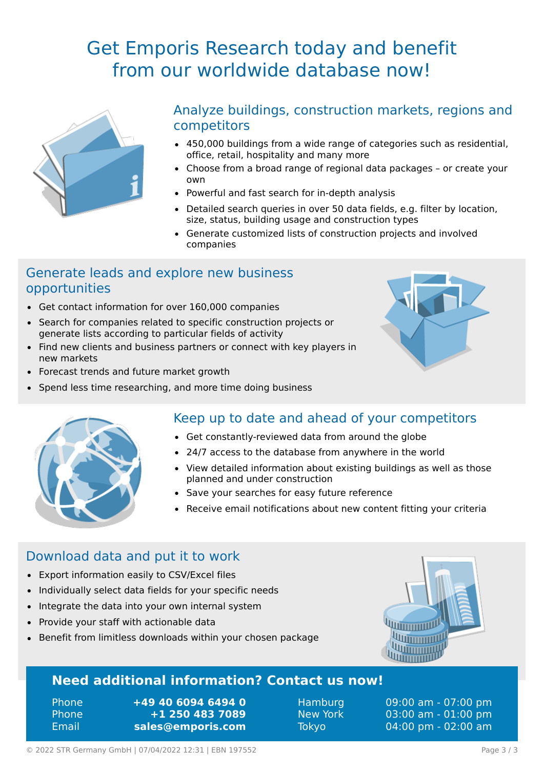# Get Emporis Research today and benefit from our worldwide database now!

## Analyze buildings, construction markets, regions and competitors

- 450,000 buildings from a wide range of categories such as residential, office, retail, hospitality and many more
- Choose from a broad range of regional data packages – or create your own
- Powerful and fast search for in-depth analysis
- Detailed search queries in over 50 data fields, e.g. filter by location, size, status, building usage and construction types
- Generate customized lists of construction projects and involved companies

## Generate leads and explore new business opportunities

- Get contact information for over 160,000 companies
- Search for companies related to specific construction projects or generate lists according to particular fields of activity
- Find new clients and business partners or connect with key players in new markets
- Forecast trends and future market growth
- Spend less time researching, and more time doing business

## Keep up to date and ahead of your competitors

- Get constantly-reviewed data from around the globe
- 24/7 access to the database from anywhere in the world
- View detailed information about existing buildings as well as those planned and under construction
- Save your searches for easy future reference
- Receive email notifications about new content fitting your criteria

## Download data and put it to work

- Export information easily to CSV/Excel files
- Individually select data fields for your specific needs
- Integrate the data into your own internal system
- Provide your staff with actionable data
- Benefit from limitless downloads within your chosen package

## Need additional information? Contact us now!

| | | | |
|---|---|---|---|
| Phone | **+49 40 6094 6494 0** | Hamburg | 09:00 am - 07:00 pm |
| Phone | **+1 250 483 7089** | New York | 03:00 am - 01:00 pm |
| Email | **sales@emporis.com** | Tokyo | 04:00 pm - 02:00 am |

© 2022 STR Germany GmbH | 07/04/2022 12:31 | EBN 197552